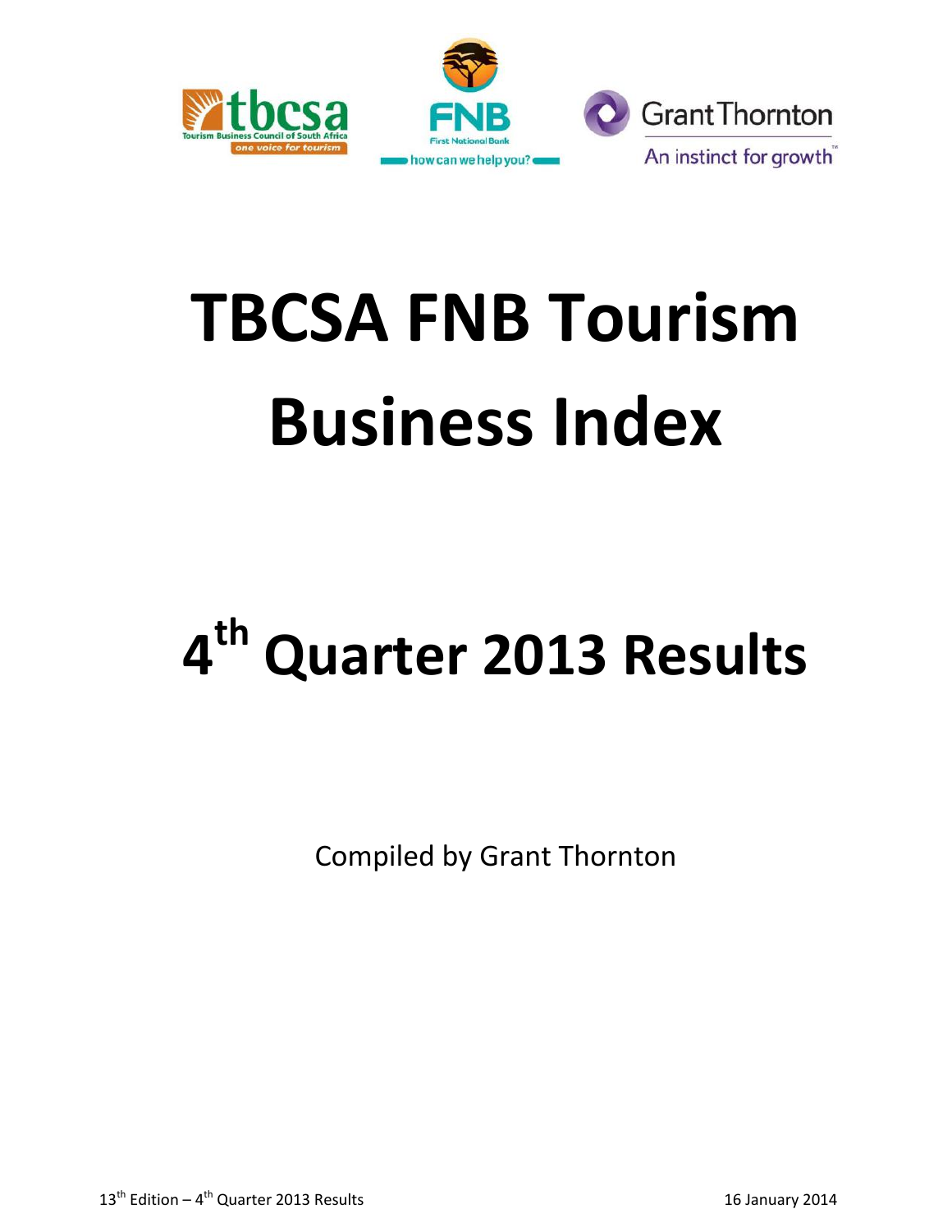tbcsa
Tourism Business Council of South Africa
one voice for tourism

FNB
First National Bank
how can we help you?

Grant Thornton
An instinct for growth™

# TBCSA FNB Tourism Business Index

# 4th Quarter 2013 Results

Compiled by Grant Thornton

13th Edition – 4th Quarter 2013 Results

16 January 2014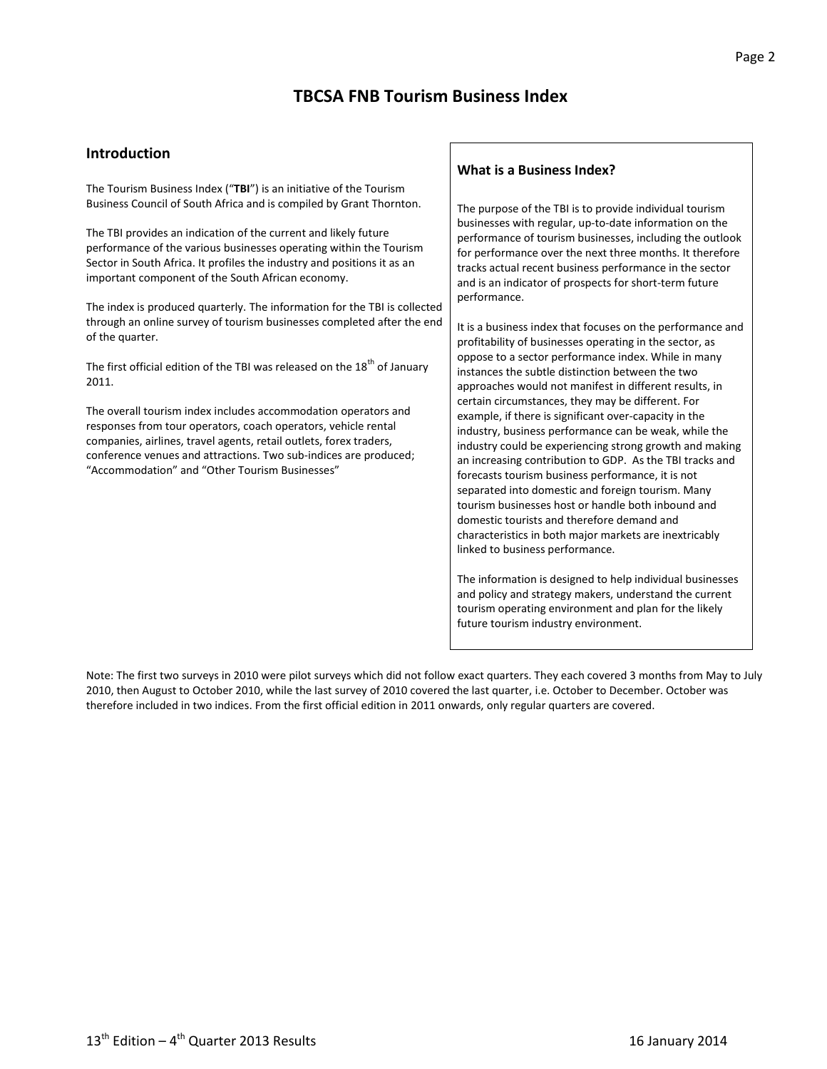# TBCSA FNB Tourism Business Index

## Introduction

The Tourism Business Index ("**TBI**") is an initiative of the Tourism Business Council of South Africa and is compiled by Grant Thornton.

The TBI provides an indication of the current and likely future performance of the various businesses operating within the Tourism Sector in South Africa. It profiles the industry and positions it as an important component of the South African economy.

The index is produced quarterly. The information for the TBI is collected through an online survey of tourism businesses completed after the end of the quarter.

The first official edition of the TBI was released on the 18th of January 2011.

The overall tourism index includes accommodation operators and responses from tour operators, coach operators, vehicle rental companies, airlines, travel agents, retail outlets, forex traders, conference venues and attractions. Two sub-indices are produced; "Accommodation" and "Other Tourism Businesses"

### What is a Business Index?

The purpose of the TBI is to provide individual tourism businesses with regular, up-to-date information on the performance of tourism businesses, including the outlook for performance over the next three months. It therefore tracks actual recent business performance in the sector and is an indicator of prospects for short-term future performance.

It is a business index that focuses on the performance and profitability of businesses operating in the sector, as oppose to a sector performance index. While in many instances the subtle distinction between the two approaches would not manifest in different results, in certain circumstances, they may be different. For example, if there is significant over-capacity in the industry, business performance can be weak, while the industry could be experiencing strong growth and making an increasing contribution to GDP. As the TBI tracks and forecasts tourism business performance, it is not separated into domestic and foreign tourism. Many tourism businesses host or handle both inbound and domestic tourists and therefore demand and characteristics in both major markets are inextricably linked to business performance.

The information is designed to help individual businesses and policy and strategy makers, understand the current tourism operating environment and plan for the likely future tourism industry environment.

Note: The first two surveys in 2010 were pilot surveys which did not follow exact quarters. They each covered 3 months from May to July 2010, then August to October 2010, while the last survey of 2010 covered the last quarter, i.e. October to December. October was therefore included in two indices. From the first official edition in 2011 onwards, only regular quarters are covered.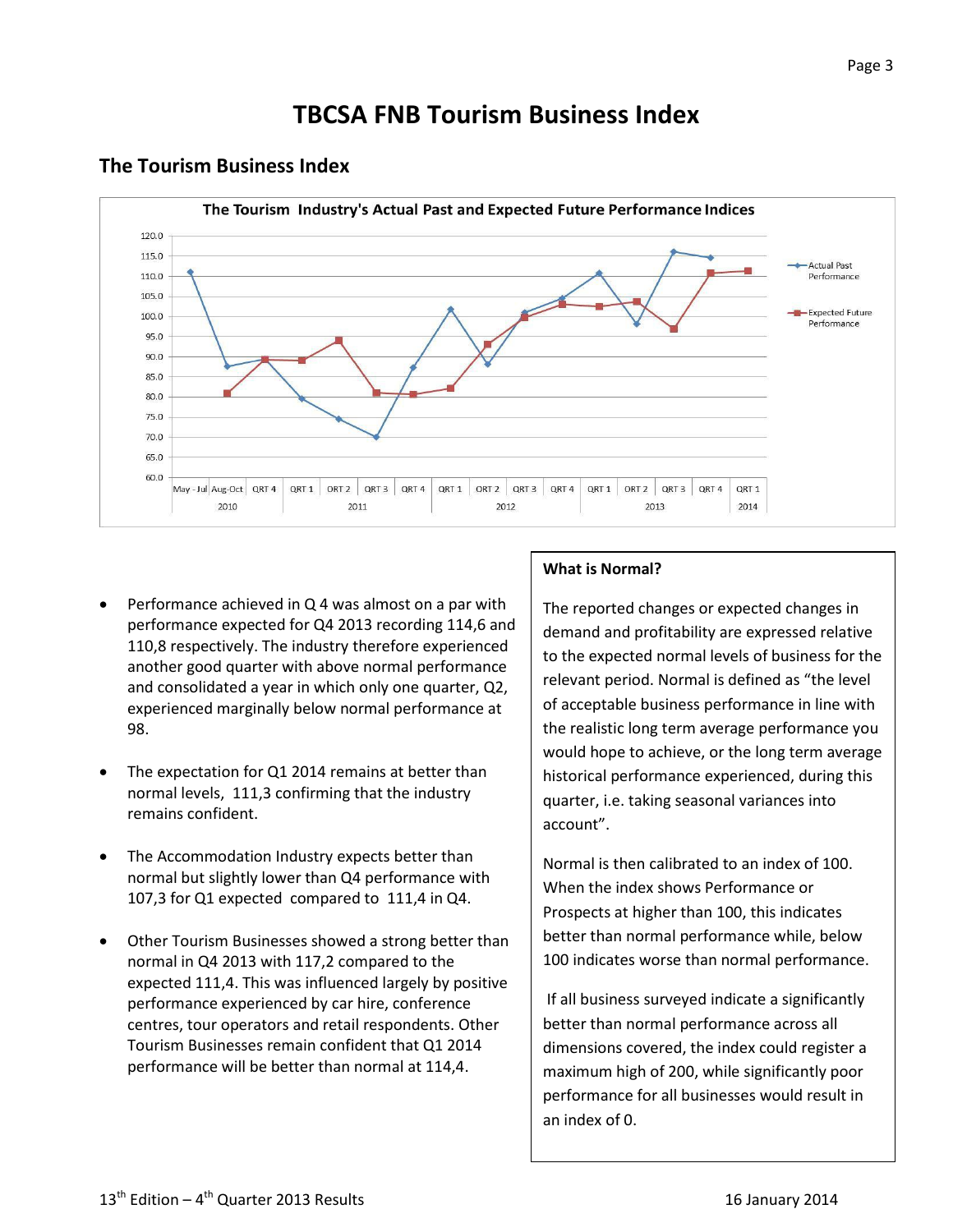# TBCSA FNB Tourism Business Index

## The Tourism Business Index

- Performance achieved in Q 4 was almost on a par with performance expected for Q4 2013 recording 114,6 and 110,8 respectively. The industry therefore experienced another good quarter with above normal performance and consolidated a year in which only one quarter, Q2, experienced marginally below normal performance at 98.

- The expectation for Q1 2014 remains at better than normal levels, 111,3 confirming that the industry remains confident.

- The Accommodation Industry expects better than normal but slightly lower than Q4 performance with 107,3 for Q1 expected compared to 111,4 in Q4.

- Other Tourism Businesses showed a strong better than normal in Q4 2013 with 117,2 compared to the expected 111,4. This was influenced largely by positive performance experienced by car hire, conference centres, tour operators and retail respondents. Other Tourism Businesses remain confident that Q1 2014 performance will be better than normal at 114,4.

**What is Normal?**

The reported changes or expected changes in demand and profitability are expressed relative to the expected normal levels of business for the relevant period. Normal is defined as "the level of acceptable business performance in line with the realistic long term average performance you would hope to achieve, or the long term average historical performance experienced, during this quarter, i.e. taking seasonal variances into account".

Normal is then calibrated to an index of 100. When the index shows Performance or Prospects at higher than 100, this indicates better than normal performance while, below 100 indicates worse than normal performance.

If all business surveyed indicate a significantly better than normal performance across all dimensions covered, the index could register a maximum high of 200, while significantly poor performance for all businesses would result in an index of 0.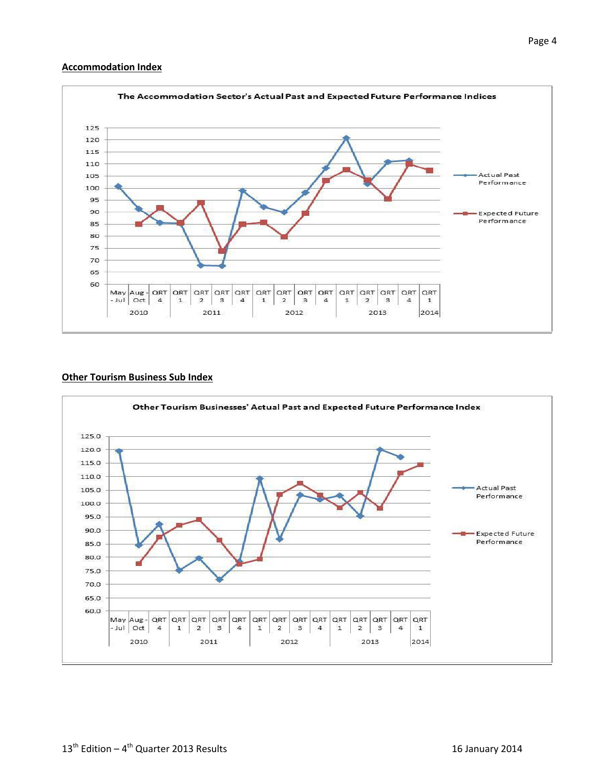**Accommodation Index**

**The Accommodation Sector's Actual Past and Expected Future Performance Indices**

**Other Tourism Business Sub Index**

**Other Tourism Businesses' Actual Past and Expected Future Performance Index**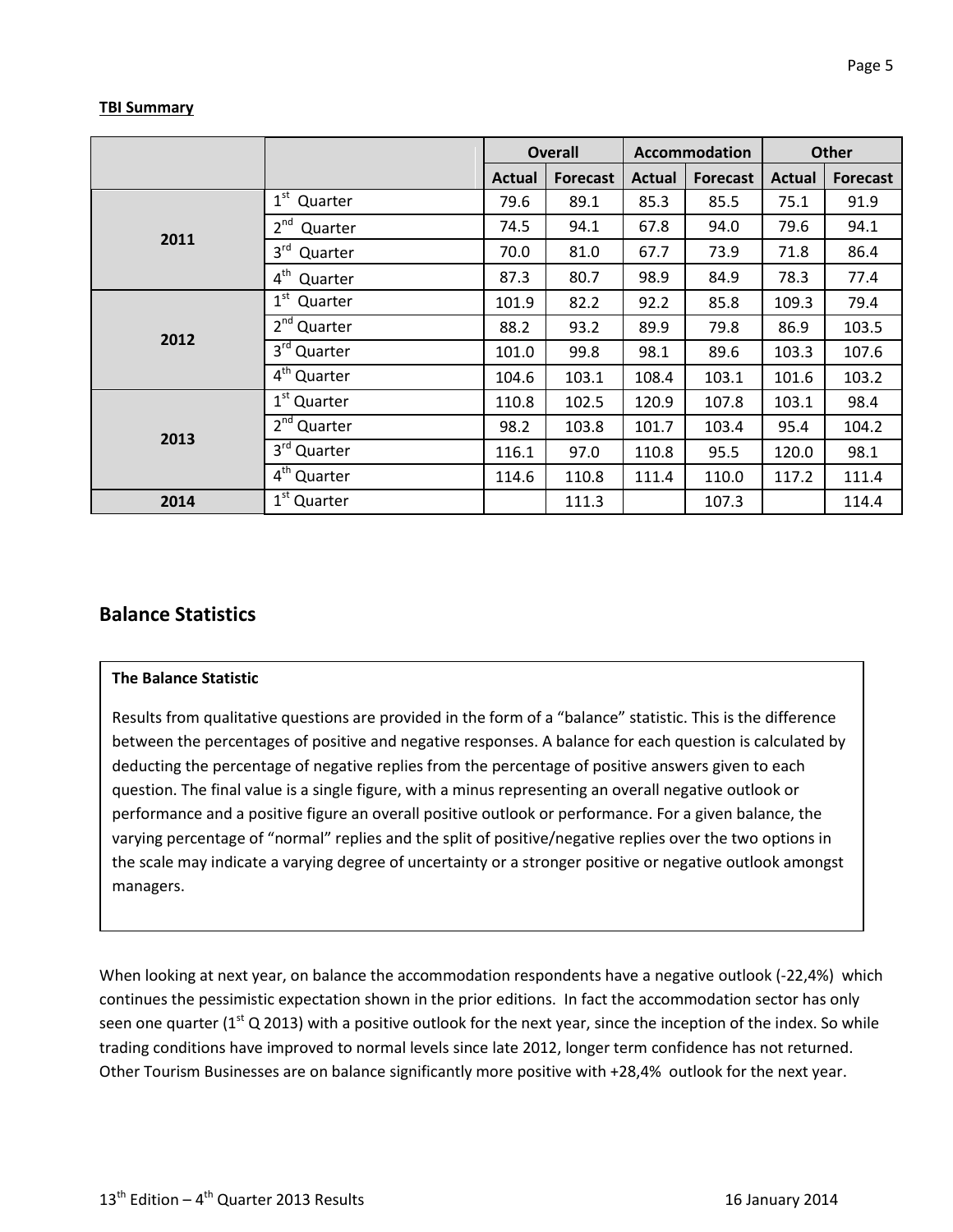**TBI Summary**

| | | Overall | | Accommodation | | Other | |
|---|---|---|---|---|---|---|---|
| | | Actual | Forecast | Actual | Forecast | Actual | Forecast |
| 2011 | 1st Quarter | 79.6 | 89.1 | 85.3 | 85.5 | 75.1 | 91.9 |
| | 2nd Quarter | 74.5 | 94.1 | 67.8 | 94.0 | 79.6 | 94.1 |
| | 3rd Quarter | 70.0 | 81.0 | 67.7 | 73.9 | 71.8 | 86.4 |
| | 4th Quarter | 87.3 | 80.7 | 98.9 | 84.9 | 78.3 | 77.4 |
| 2012 | 1st Quarter | 101.9 | 82.2 | 92.2 | 85.8 | 109.3 | 79.4 |
| | 2nd Quarter | 88.2 | 93.2 | 89.9 | 79.8 | 86.9 | 103.5 |
| | 3rd Quarter | 101.0 | 99.8 | 98.1 | 89.6 | 103.3 | 107.6 |
| | 4th Quarter | 104.6 | 103.1 | 108.4 | 103.1 | 101.6 | 103.2 |
| 2013 | 1st Quarter | 110.8 | 102.5 | 120.9 | 107.8 | 103.1 | 98.4 |
| | 2nd Quarter | 98.2 | 103.8 | 101.7 | 103.4 | 95.4 | 104.2 |
| | 3rd Quarter | 116.1 | 97.0 | 110.8 | 95.5 | 120.0 | 98.1 |
| | 4th Quarter | 114.6 | 110.8 | 111.4 | 110.0 | 117.2 | 111.4 |
| 2014 | 1st Quarter | | 111.3 | | 107.3 | | 114.4 |

## Balance Statistics

**The Balance Statistic**

Results from qualitative questions are provided in the form of a "balance" statistic. This is the difference between the percentages of positive and negative responses. A balance for each question is calculated by deducting the percentage of negative replies from the percentage of positive answers given to each question. The final value is a single figure, with a minus representing an overall negative outlook or performance and a positive figure an overall positive outlook or performance. For a given balance, the varying percentage of "normal" replies and the split of positive/negative replies over the two options in the scale may indicate a varying degree of uncertainty or a stronger positive or negative outlook amongst managers.

When looking at next year, on balance the accommodation respondents have a negative outlook (-22,4%) which continues the pessimistic expectation shown in the prior editions. In fact the accommodation sector has only seen one quarter (1st Q 2013) with a positive outlook for the next year, since the inception of the index. So while trading conditions have improved to normal levels since late 2012, longer term confidence has not returned. Other Tourism Businesses are on balance significantly more positive with +28,4% outlook for the next year.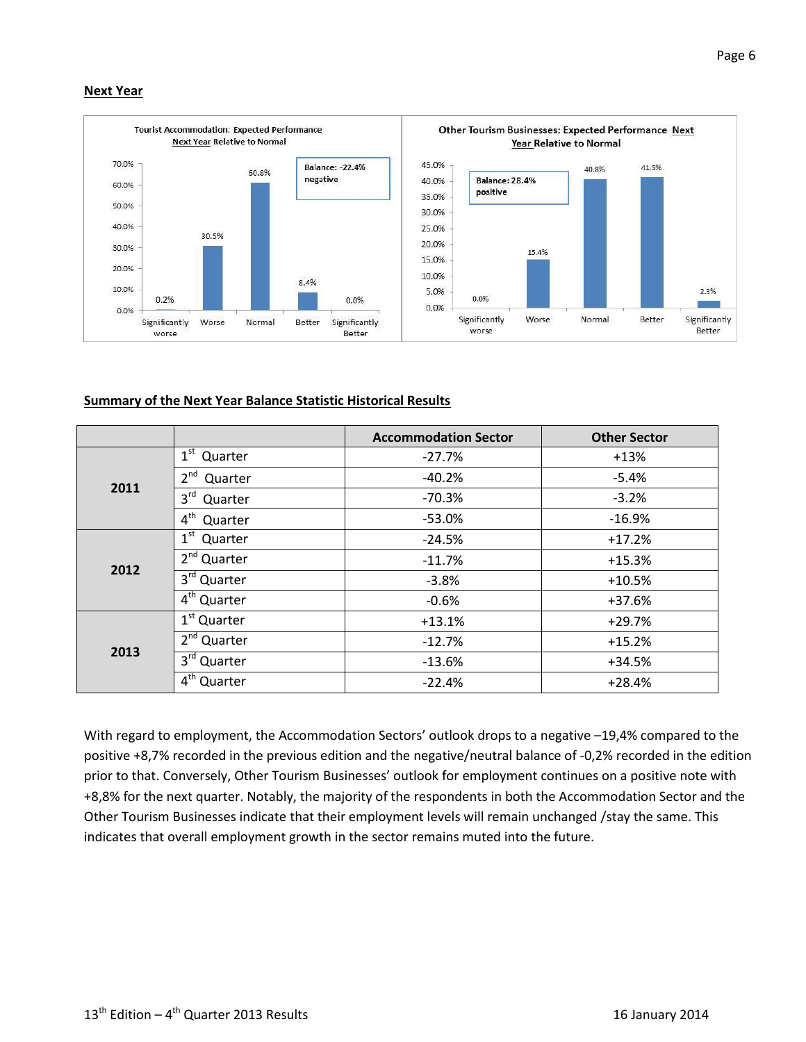## Next Year

**Tourist Accommodation: Expected Performance Next Year Relative to Normal**

Balance: -22.4% negative

| Significantly worse | Worse | Normal | Better | Significantly Better |
|---|---|---|---|---|
| 0.2% | 30.5% | 60.8% | 8.4% | 0.0% |

**Other Tourism Businesses: Expected Performance Next Year Relative to Normal**

Balance: 28.4% positive

| Significantly worse | Worse | Normal | Better | Significantly Better |
|---|---|---|---|---|
| 0.0% | 15.4% | 40.8% | 41.5% | 2.3% |

## Summary of the Next Year Balance Statistic Historical Results

| | | Accommodation Sector | Other Sector |
|---|---|---|---|
| **2011** | 1st Quarter | -27.7% | +13% |
| | 2nd Quarter | -40.2% | -5.4% |
| | 3rd Quarter | -70.3% | -3.2% |
| | 4th Quarter | -53.0% | -16.9% |
| **2012** | 1st Quarter | -24.5% | +17.2% |
| | 2nd Quarter | -11.7% | +15.3% |
| | 3rd Quarter | -3.8% | +10.5% |
| | 4th Quarter | -0.6% | +37.6% |
| **2013** | 1st Quarter | +13.1% | +29.7% |
| | 2nd Quarter | -12.7% | +15.2% |
| | 3rd Quarter | -13.6% | +34.5% |
| | 4th Quarter | -22.4% | +28.4% |

With regard to employment, the Accommodation Sectors' outlook drops to a negative –19,4% compared to the positive +8,7% recorded in the previous edition and the negative/neutral balance of -0,2% recorded in the edition prior to that. Conversely, Other Tourism Businesses' outlook for employment continues on a positive note with +8,8% for the next quarter. Notably, the majority of the respondents in both the Accommodation Sector and the Other Tourism Businesses indicate that their employment levels will remain unchanged /stay the same. This indicates that overall employment growth in the sector remains muted into the future.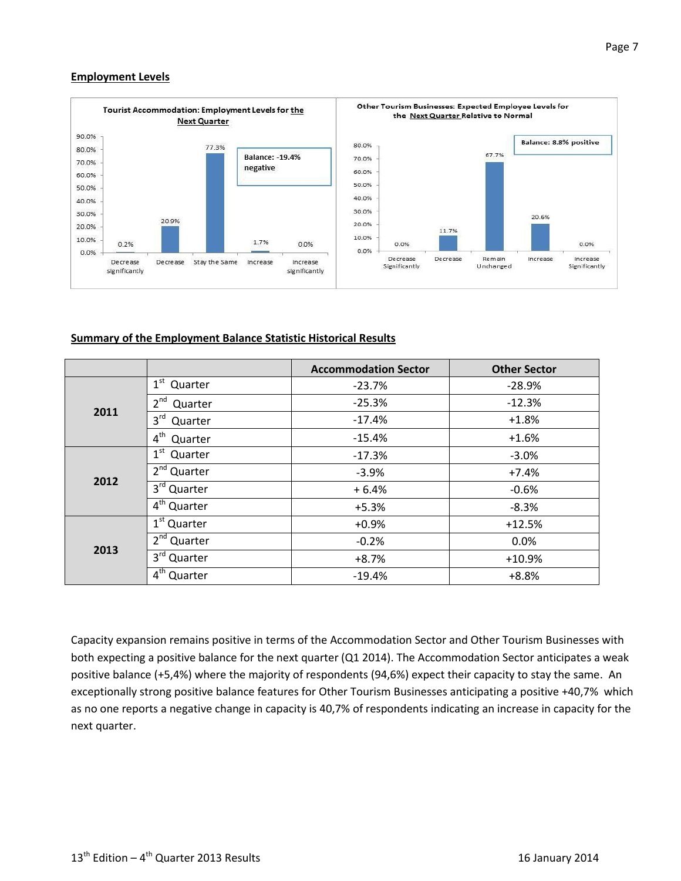## Employment Levels

**Tourist Accommodation: Employment Levels for the Next Quarter**

| Decrease significantly | Decrease | Stay the Same | Increase | Increase significantly |
|---|---|---|---|---|
| 0.2% | 20.9% | 77.3% | 1.7% | 0.0% |

Balance: -19.4% negative

**Other Tourism Businesses: Expected Employee Levels for the Next Quarter Relative to Normal**

| Decrease Significantly | Decrease | Remain Unchanged | Increase | Increase Significantly |
|---|---|---|---|---|
| 0.0% | 11.7% | 67.7% | 20.6% | 0.0% |

Balance: 8.8% positive

## Summary of the Employment Balance Statistic Historical Results

| | | Accommodation Sector | Other Sector |
|---|---|---|---|
| **2011** | 1st Quarter | -23.7% | -28.9% |
| | 2nd Quarter | -25.3% | -12.3% |
| | 3rd Quarter | -17.4% | +1.8% |
| | 4th Quarter | -15.4% | +1.6% |
| **2012** | 1st Quarter | -17.3% | -3.0% |
| | 2nd Quarter | -3.9% | +7.4% |
| | 3rd Quarter | + 6.4% | -0.6% |
| | 4th Quarter | +5.3% | -8.3% |
| **2013** | 1st Quarter | +0.9% | +12.5% |
| | 2nd Quarter | -0.2% | 0.0% |
| | 3rd Quarter | +8.7% | +10.9% |
| | 4th Quarter | -19.4% | +8.8% |

Capacity expansion remains positive in terms of the Accommodation Sector and Other Tourism Businesses with both expecting a positive balance for the next quarter (Q1 2014). The Accommodation Sector anticipates a weak positive balance (+5,4%) where the majority of respondents (94,6%) expect their capacity to stay the same. An exceptionally strong positive balance features for Other Tourism Businesses anticipating a positive +40,7% which as no one reports a negative change in capacity is 40,7% of respondents indicating an increase in capacity for the next quarter.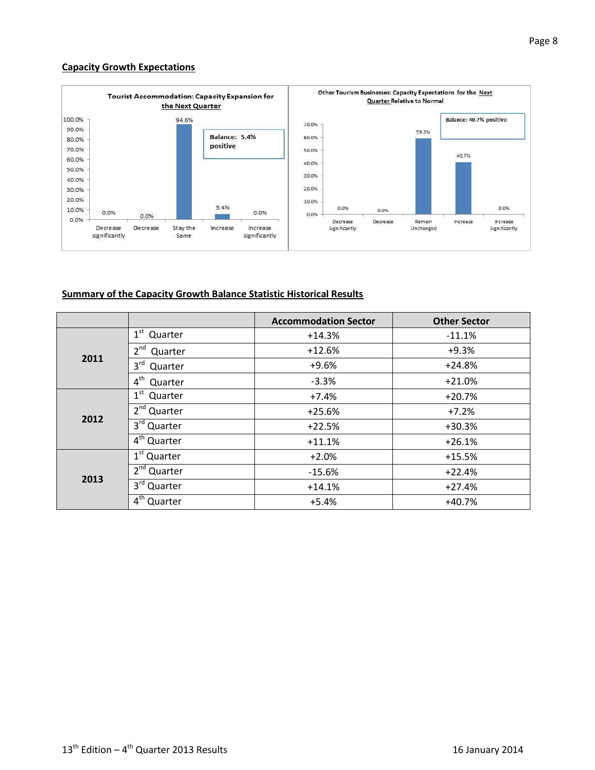## Capacity Growth Expectations

**Tourist Accommodation: Capacity Expansion for the Next Quarter**

| Decrease significantly | Decrease | Stay the Same | Increase | Increase significantly |
|---|---|---|---|---|
| 0.0% | 0.0% | 94.6% | 5.4% | 0.0% |

Balance: 5.4% positive

**Other Tourism Businesses: Capacity Expectations for the Next Quarter Relative to Normal**

| Decrease Significantly | Decrease | Remain Unchanged | Increase | Increase Significantly |
|---|---|---|---|---|
| 0.0% | 0.0% | 59.3% | 40.7% | 0.0% |

Balance: 40.7% positive

## Summary of the Capacity Growth Balance Statistic Historical Results

| | | Accommodation Sector | Other Sector |
|---|---|---|---|
| 2011 | 1st Quarter | +14.3% | -11.1% |
| | 2nd Quarter | +12.6% | +9.3% |
| | 3rd Quarter | +9.6% | +24.8% |
| | 4th Quarter | -3.3% | +21.0% |
| 2012 | 1st Quarter | +7.4% | +20.7% |
| | 2nd Quarter | +25.6% | +7.2% |
| | 3rd Quarter | +22.5% | +30.3% |
| | 4th Quarter | +11.1% | +26.1% |
| 2013 | 1st Quarter | +2.0% | +15.5% |
| | 2nd Quarter | -15.6% | +22.4% |
| | 3rd Quarter | +14.1% | +27.4% |
| | 4th Quarter | +5.4% | +40.7% |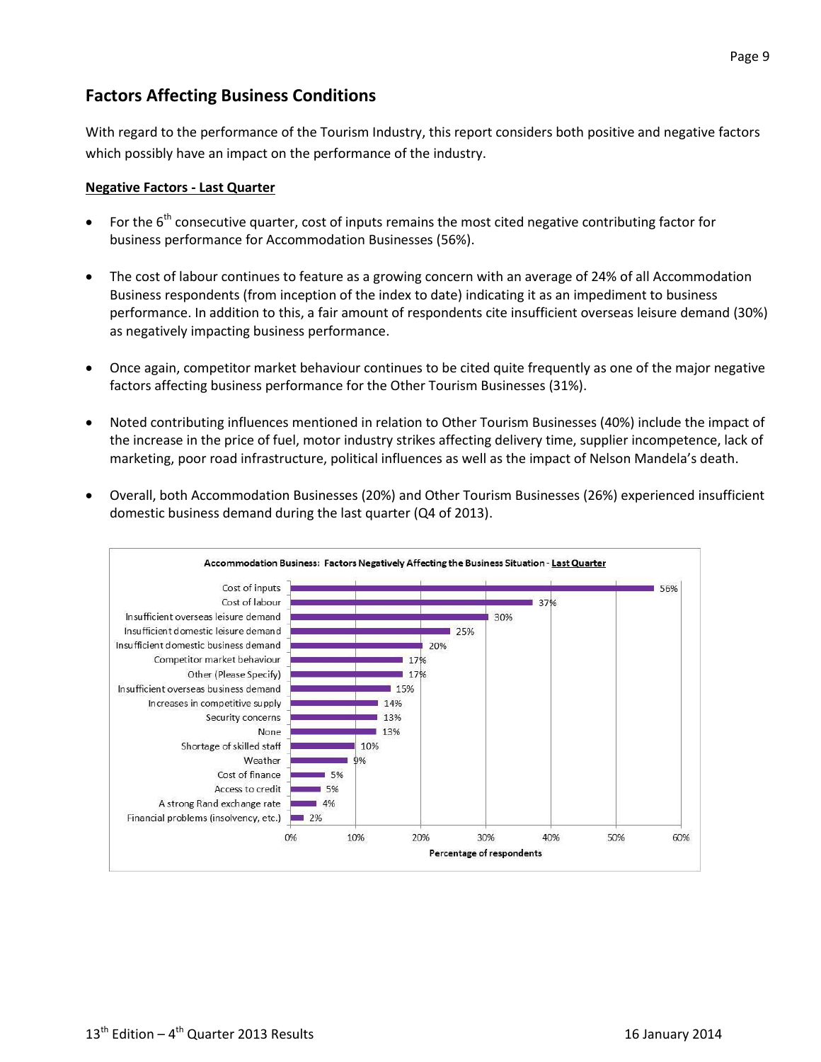## Factors Affecting Business Conditions

With regard to the performance of the Tourism Industry, this report considers both positive and negative factors which possibly have an impact on the performance of the industry.

**Negative Factors - Last Quarter**

- For the 6th consecutive quarter, cost of inputs remains the most cited negative contributing factor for business performance for Accommodation Businesses (56%).
- The cost of labour continues to feature as a growing concern with an average of 24% of all Accommodation Business respondents (from inception of the index to date) indicating it as an impediment to business performance. In addition to this, a fair amount of respondents cite insufficient overseas leisure demand (30%) as negatively impacting business performance.
- Once again, competitor market behaviour continues to be cited quite frequently as one of the major negative factors affecting business performance for the Other Tourism Businesses (31%).
- Noted contributing influences mentioned in relation to Other Tourism Businesses (40%) include the impact of the increase in the price of fuel, motor industry strikes affecting delivery time, supplier incompetence, lack of marketing, poor road infrastructure, political influences as well as the impact of Nelson Mandela's death.
- Overall, both Accommodation Businesses (20%) and Other Tourism Businesses (26%) experienced insufficient domestic business demand during the last quarter (Q4 of 2013).

**Accommodation Business: Factors Negatively Affecting the Business Situation - Last Quarter**

| Factor | Percentage of respondents |
|---|---|
| Cost of inputs | 56% |
| Cost of labour | 37% |
| Insufficient overseas leisure demand | 30% |
| Insufficient domestic leisure demand | 25% |
| Insufficient domestic business demand | 20% |
| Competitor market behaviour | 17% |
| Other (Please Specify) | 17% |
| Insufficient overseas business demand | 15% |
| Increases in competitive supply | 14% |
| Security concerns | 13% |
| None | 13% |
| Shortage of skilled staff | 10% |
| Weather | 9% |
| Cost of finance | 5% |
| Access to credit | 5% |
| A strong Rand exchange rate | 4% |
| Financial problems (insolvency, etc.) | 2% |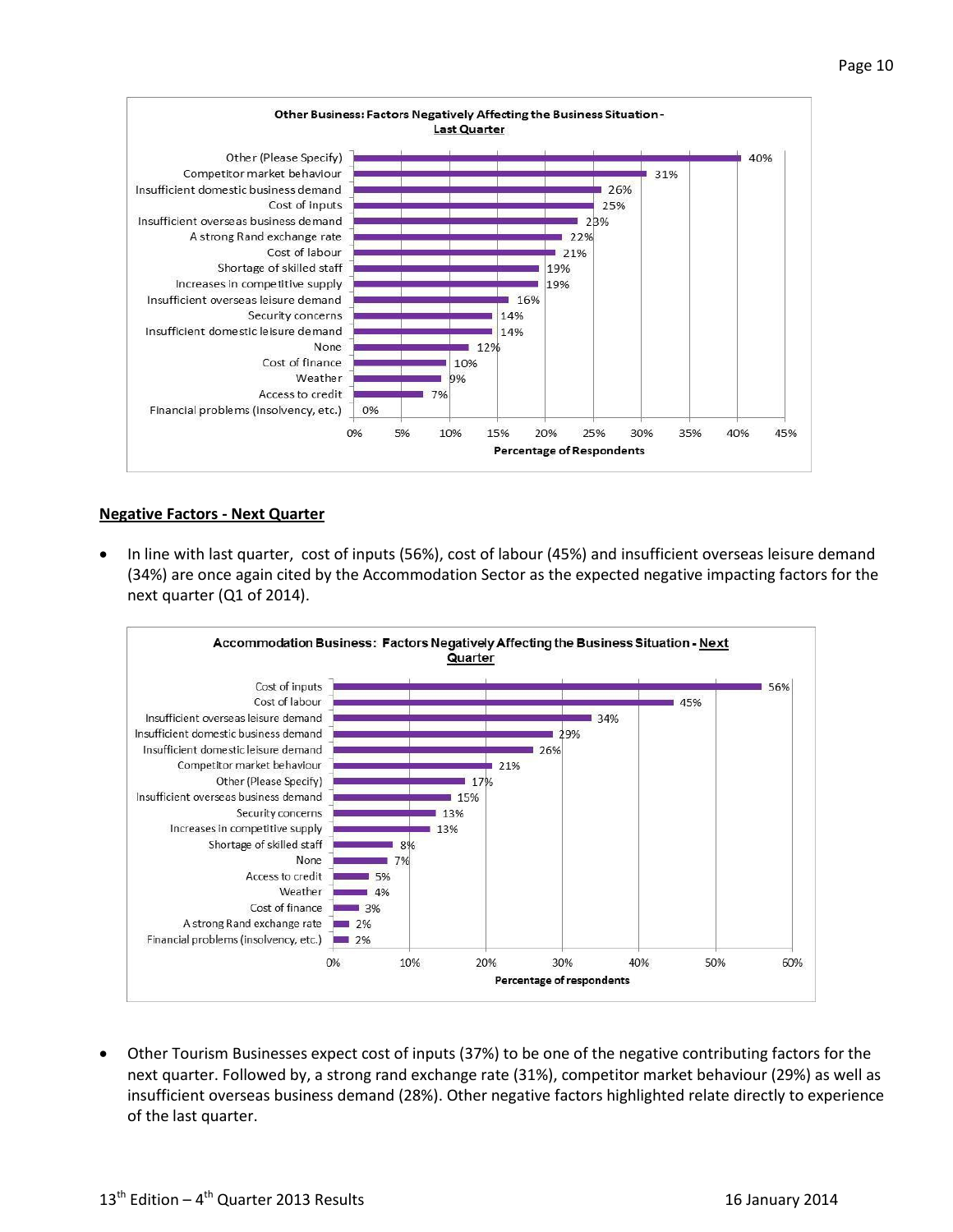**Other Business: Factors Negatively Affecting the Business Situation - Last Quarter**

| Factor | Percentage of Respondents |
| --- | --- |
| Other (Please Specify) | 40% |
| Competitor market behaviour | 31% |
| Insufficient domestic business demand | 26% |
| Cost of Inputs | 25% |
| Insufficient overseas business demand | 23% |
| A strong Rand exchange rate | 22% |
| Cost of labour | 21% |
| Shortage of skilled staff | 19% |
| Increases in competitive supply | 19% |
| Insufficient overseas leisure demand | 16% |
| Security concerns | 14% |
| Insufficient domestic leisure demand | 14% |
| None | 12% |
| Cost of finance | 10% |
| Weather | 9% |
| Access to credit | 7% |
| Financial problems (insolvency, etc.) | 0% |

## Negative Factors - Next Quarter

- In line with last quarter, cost of inputs (56%), cost of labour (45%) and insufficient overseas leisure demand (34%) are once again cited by the Accommodation Sector as the expected negative impacting factors for the next quarter (Q1 of 2014).

**Accommodation Business: Factors Negatively Affecting the Business Situation - Next Quarter**

| Factor | Percentage of respondents |
| --- | --- |
| Cost of inputs | 56% |
| Cost of labour | 45% |
| Insufficient overseas leisure demand | 34% |
| Insufficient domestic business demand | 29% |
| Insufficient domestic leisure demand | 26% |
| Competitor market behaviour | 21% |
| Other (Please Specify) | 17% |
| Insufficient overseas business demand | 15% |
| Security concerns | 13% |
| Increases in competitive supply | 13% |
| Shortage of skilled staff | 8% |
| None | 7% |
| Access to credit | 5% |
| Weather | 4% |
| Cost of finance | 3% |
| A strong Rand exchange rate | 2% |
| Financial problems (insolvency, etc.) | 2% |

- Other Tourism Businesses expect cost of inputs (37%) to be one of the negative contributing factors for the next quarter. Followed by, a strong rand exchange rate (31%), competitor market behaviour (29%) as well as insufficient overseas business demand (28%). Other negative factors highlighted relate directly to experience of the last quarter.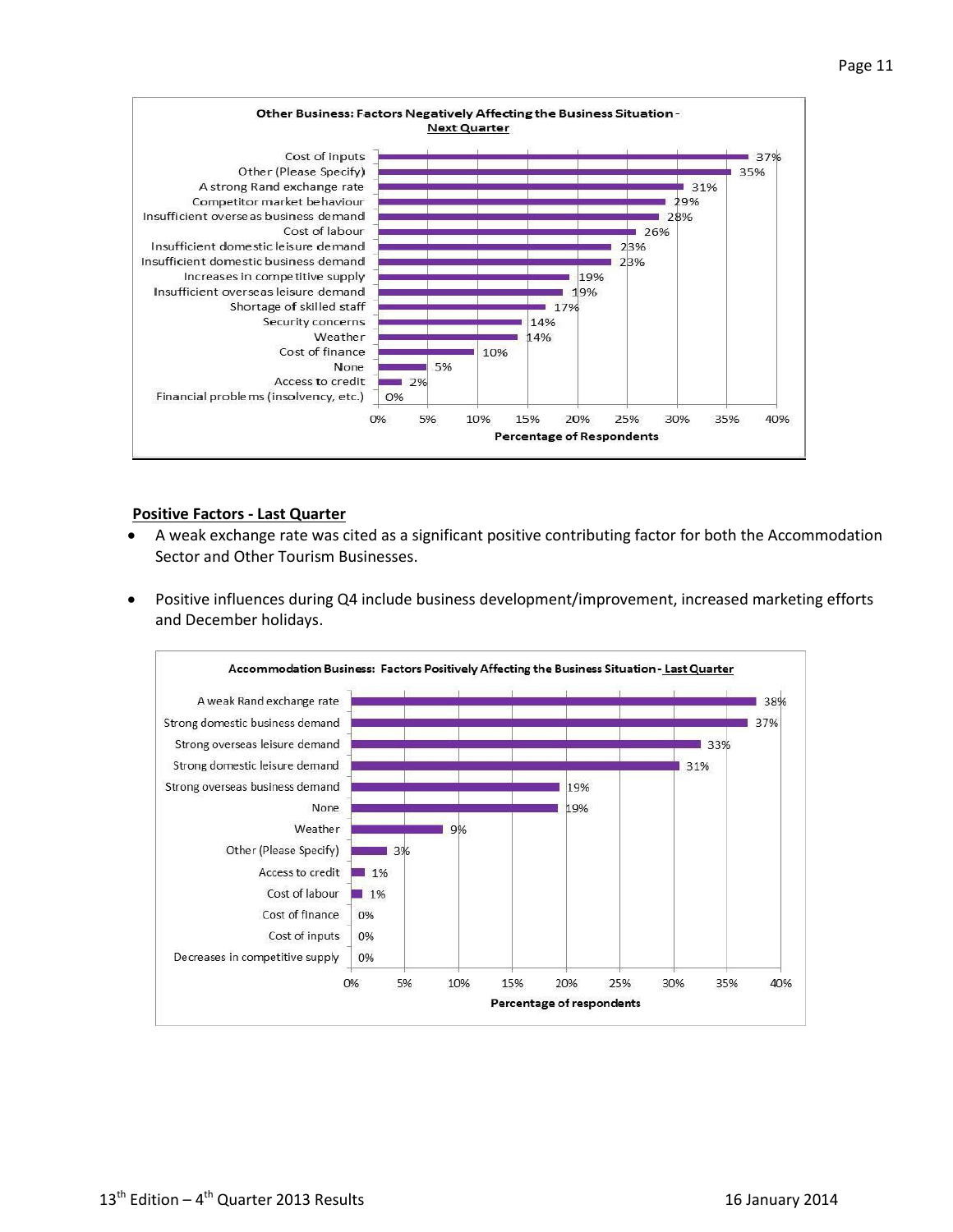**Other Business: Factors Negatively Affecting the Business Situation - Next Quarter**

| Factor | Percentage of Respondents |
|---|---|
| Cost of inputs | 37% |
| Other (Please Specify) | 35% |
| A strong Rand exchange rate | 31% |
| Competitor market behaviour | 29% |
| Insufficient overseas business demand | 28% |
| Cost of labour | 26% |
| Insufficient domestic leisure demand | 23% |
| Insufficient domestic business demand | 23% |
| Increases in competitive supply | 19% |
| Insufficient overseas leisure demand | 19% |
| Shortage of skilled staff | 17% |
| Security concerns | 14% |
| Weather | 14% |
| Cost of finance | 10% |
| None | 5% |
| Access to credit | 2% |
| Financial problems (insolvency, etc.) | 0% |

## Positive Factors - Last Quarter

- A weak exchange rate was cited as a significant positive contributing factor for both the Accommodation Sector and Other Tourism Businesses.
- Positive influences during Q4 include business development/improvement, increased marketing efforts and December holidays.

**Accommodation Business: Factors Positively Affecting the Business Situation - Last Quarter**

| Factor | Percentage of respondents |
|---|---|
| A weak Rand exchange rate | 38% |
| Strong domestic business demand | 37% |
| Strong overseas leisure demand | 33% |
| Strong domestic leisure demand | 31% |
| Strong overseas business demand | 19% |
| None | 19% |
| Weather | 9% |
| Other (Please Specify) | 3% |
| Access to credit | 1% |
| Cost of labour | 1% |
| Cost of finance | 0% |
| Cost of inputs | 0% |
| Decreases in competitive supply | 0% |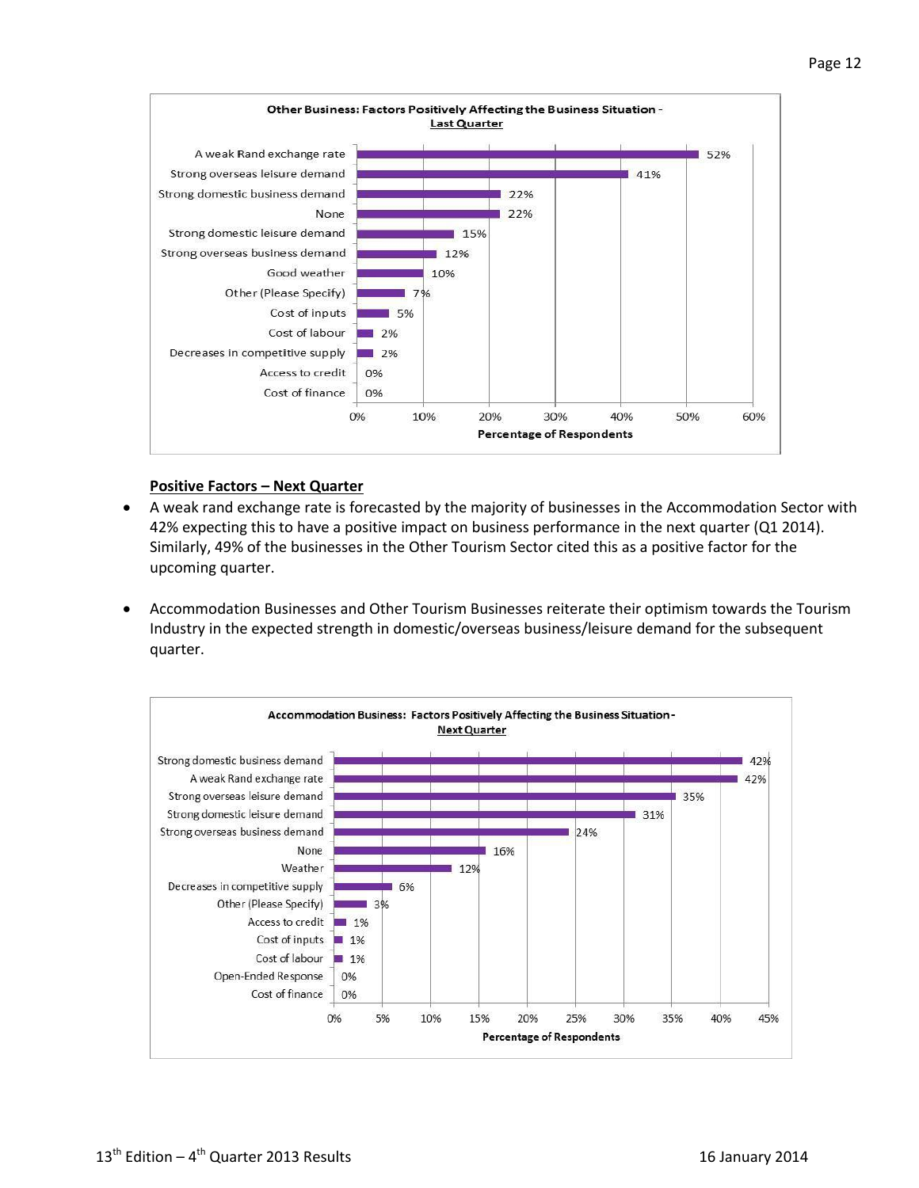**Other Business: Factors Positively Affecting the Business Situation - Last Quarter**

| Factor | Percentage of Respondents |
|---|---|
| A weak Rand exchange rate | 52% |
| Strong overseas leisure demand | 41% |
| Strong domestic business demand | 22% |
| None | 22% |
| Strong domestic leisure demand | 15% |
| Strong overseas business demand | 12% |
| Good weather | 10% |
| Other (Please Specify) | 7% |
| Cost of inputs | 5% |
| Cost of labour | 2% |
| Decreases in competitive supply | 2% |
| Access to credit | 0% |
| Cost of finance | 0% |

## Positive Factors – Next Quarter

- A weak rand exchange rate is forecasted by the majority of businesses in the Accommodation Sector with 42% expecting this to have a positive impact on business performance in the next quarter (Q1 2014). Similarly, 49% of the businesses in the Other Tourism Sector cited this as a positive factor for the upcoming quarter.

- Accommodation Businesses and Other Tourism Businesses reiterate their optimism towards the Tourism Industry in the expected strength in domestic/overseas business/leisure demand for the subsequent quarter.

**Accommodation Business: Factors Positively Affecting the Business Situation - Next Quarter**

| Factor | Percentage of Respondents |
|---|---|
| Strong domestic business demand | 42% |
| A weak Rand exchange rate | 42% |
| Strong overseas leisure demand | 35% |
| Strong domestic leisure demand | 31% |
| Strong overseas business demand | 24% |
| None | 16% |
| Weather | 12% |
| Decreases in competitive supply | 6% |
| Other (Please Specify) | 3% |
| Access to credit | 1% |
| Cost of inputs | 1% |
| Cost of labour | 1% |
| Open-Ended Response | 0% |
| Cost of finance | 0% |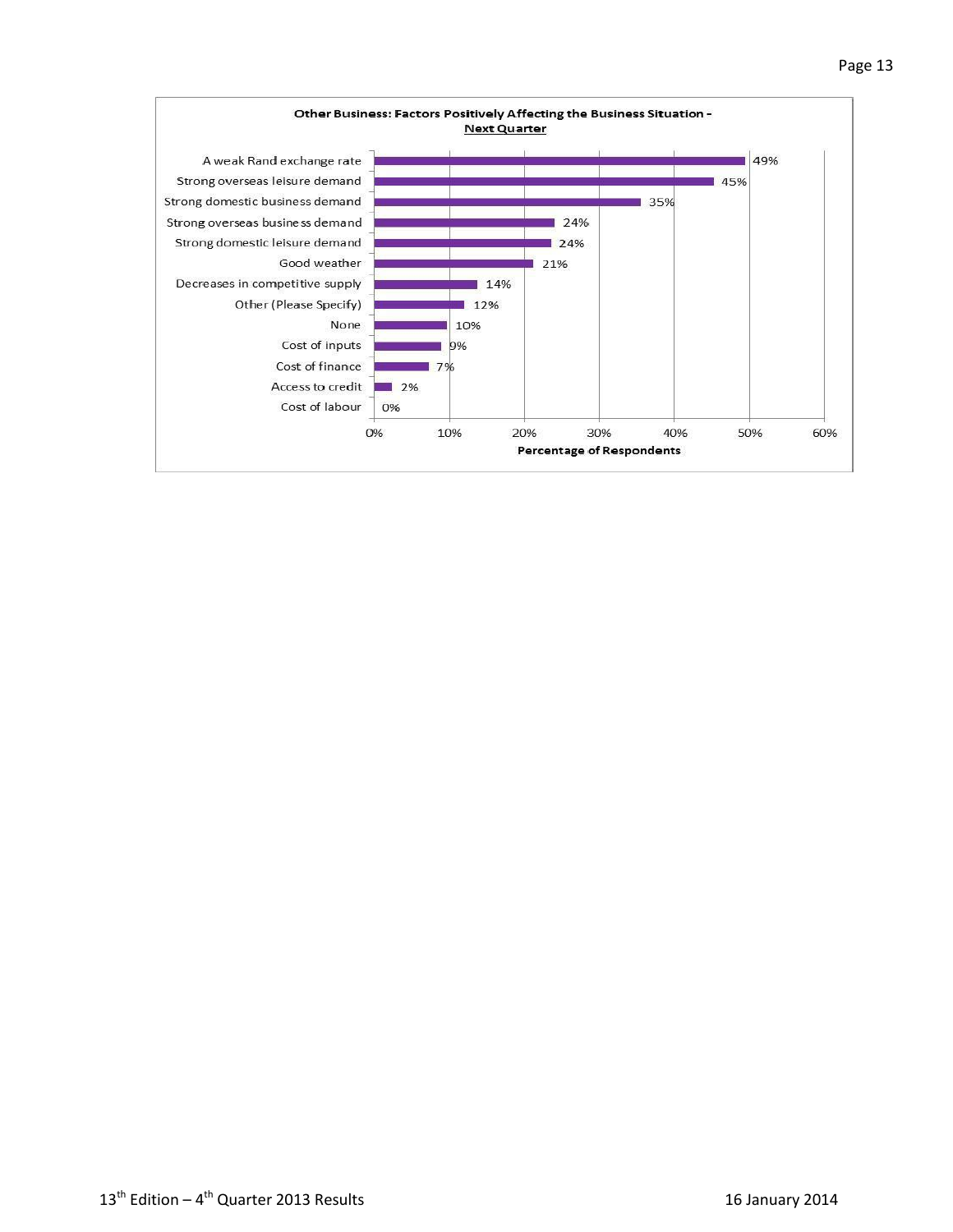**Other Business: Factors Positively Affecting the Business Situation - Next Quarter**

| Factor | Percentage of Respondents |
|---|---|
| A weak Rand exchange rate | 49% |
| Strong overseas leisure demand | 45% |
| Strong domestic business demand | 35% |
| Strong overseas business demand | 24% |
| Strong domestic leisure demand | 24% |
| Good weather | 21% |
| Decreases in competitive supply | 14% |
| Other (Please Specify) | 12% |
| None | 10% |
| Cost of inputs | 9% |
| Cost of finance | 7% |
| Access to credit | 2% |
| Cost of labour | 0% |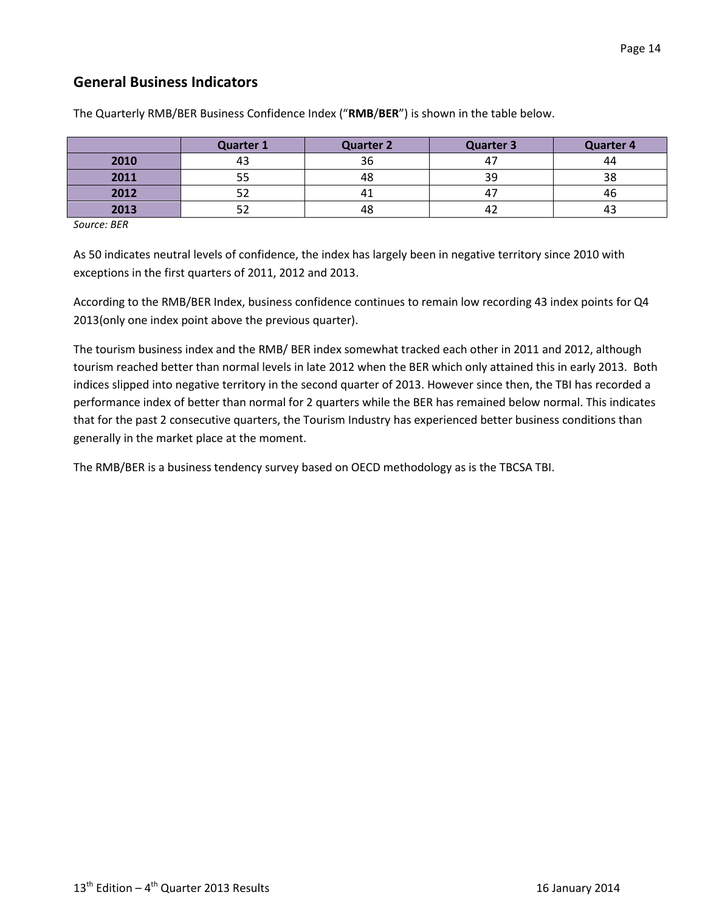## General Business Indicators

The Quarterly RMB/BER Business Confidence Index (“**RMB**/**BER**”) is shown in the table below.

| | Quarter 1 | Quarter 2 | Quarter 3 | Quarter 4 |
|---|---|---|---|---|
| **2010** | 43 | 36 | 47 | 44 |
| **2011** | 55 | 48 | 39 | 38 |
| **2012** | 52 | 41 | 47 | 46 |
| **2013** | 52 | 48 | 42 | 43 |

*Source: BER*

As 50 indicates neutral levels of confidence, the index has largely been in negative territory since 2010 with exceptions in the first quarters of 2011, 2012 and 2013.

According to the RMB/BER Index, business confidence continues to remain low recording 43 index points for Q4 2013(only one index point above the previous quarter).

The tourism business index and the RMB/ BER index somewhat tracked each other in 2011 and 2012, although tourism reached better than normal levels in late 2012 when the BER which only attained this in early 2013. Both indices slipped into negative territory in the second quarter of 2013. However since then, the TBI has recorded a performance index of better than normal for 2 quarters while the BER has remained below normal. This indicates that for the past 2 consecutive quarters, the Tourism Industry has experienced better business conditions than generally in the market place at the moment.

The RMB/BER is a business tendency survey based on OECD methodology as is the TBCSA TBI.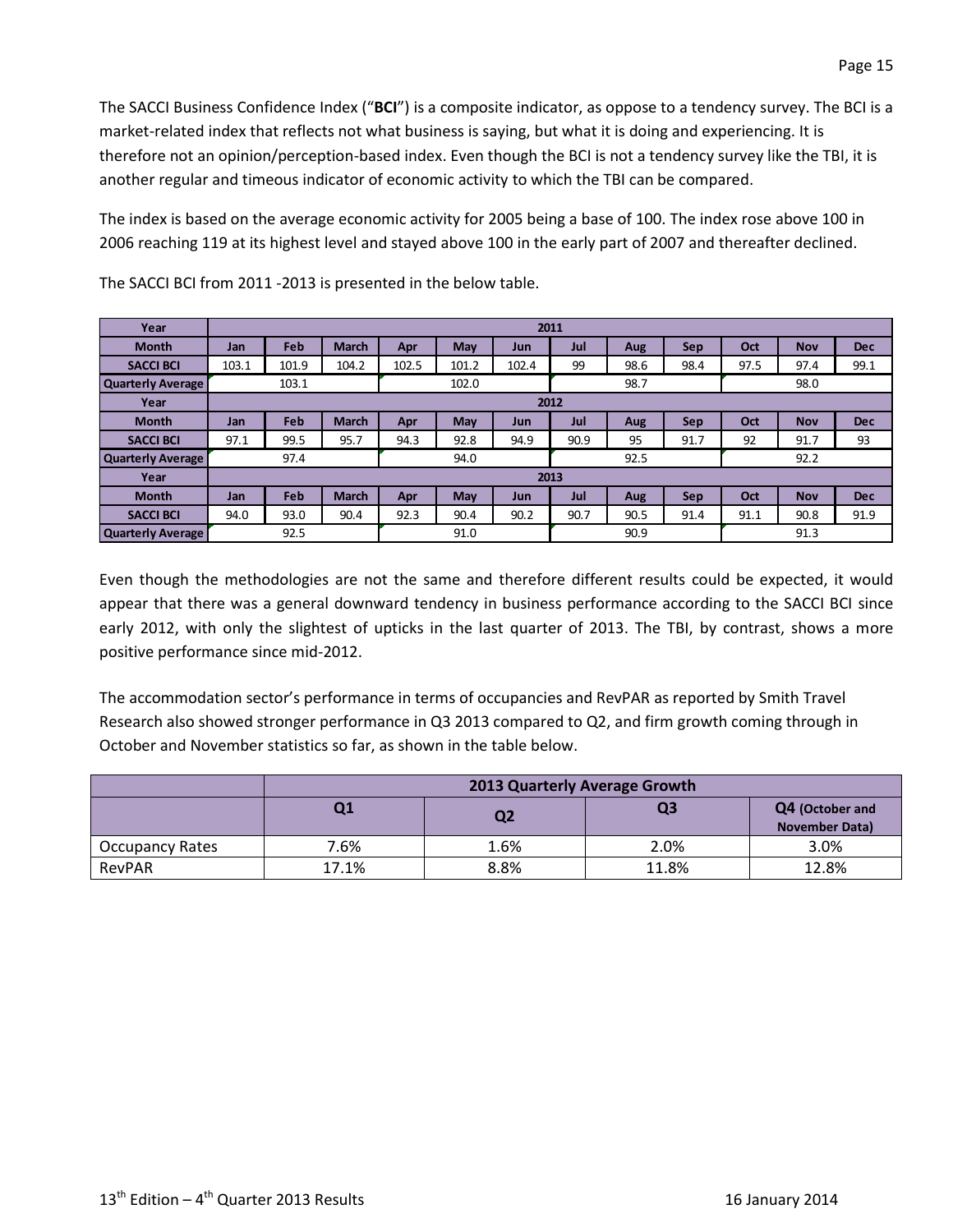The SACCI Business Confidence Index ("**BCI**") is a composite indicator, as oppose to a tendency survey. The BCI is a market-related index that reflects not what business is saying, but what it is doing and experiencing. It is therefore not an opinion/perception-based index. Even though the BCI is not a tendency survey like the TBI, it is another regular and timeous indicator of economic activity to which the TBI can be compared.

The index is based on the average economic activity for 2005 being a base of 100. The index rose above 100 in 2006 reaching 119 at its highest level and stayed above 100 in the early part of 2007 and thereafter declined.

The SACCI BCI from 2011 -2013 is presented in the below table.

| **Year** | **2011** | | | | | | | | | | | |
|---|---|---|---|---|---|---|---|---|---|---|---|---|
| **Month** | **Jan** | **Feb** | **March** | **Apr** | **May** | **Jun** | **Jul** | **Aug** | **Sep** | **Oct** | **Nov** | **Dec** |
| **SACCI BCI** | 103.1 | 101.9 | 104.2 | 102.5 | 101.2 | 102.4 | 99 | 98.6 | 98.4 | 97.5 | 97.4 | 99.1 |
| **Quarterly Average** | 103.1 | | | 102.0 | | | 98.7 | | | 98.0 | | |
| **Year** | **2012** | | | | | | | | | | | |
| **Month** | **Jan** | **Feb** | **March** | **Apr** | **May** | **Jun** | **Jul** | **Aug** | **Sep** | **Oct** | **Nov** | **Dec** |
| **SACCI BCI** | 97.1 | 99.5 | 95.7 | 94.3 | 92.8 | 94.9 | 90.9 | 95 | 91.7 | 92 | 91.7 | 93 |
| **Quarterly Average** | 97.4 | | | 94.0 | | | 92.5 | | | 92.2 | | |
| **Year** | **2013** | | | | | | | | | | | |
| **Month** | **Jan** | **Feb** | **March** | **Apr** | **May** | **Jun** | **Jul** | **Aug** | **Sep** | **Oct** | **Nov** | **Dec** |
| **SACCI BCI** | 94.0 | 93.0 | 90.4 | 92.3 | 90.4 | 90.2 | 90.7 | 90.5 | 91.4 | 91.1 | 90.8 | 91.9 |
| **Quarterly Average** | 92.5 | | | 91.0 | | | 90.9 | | | 91.3 | | |

Even though the methodologies are not the same and therefore different results could be expected, it would appear that there was a general downward tendency in business performance according to the SACCI BCI since early 2012, with only the slightest of upticks in the last quarter of 2013. The TBI, by contrast, shows a more positive performance since mid-2012.

The accommodation sector's performance in terms of occupancies and RevPAR as reported by Smith Travel Research also showed stronger performance in Q3 2013 compared to Q2, and firm growth coming through in October and November statistics so far, as shown in the table below.

| | **2013 Quarterly Average Growth** | | | |
|---|---|---|---|---|
| | **Q1** | **Q2** | **Q3** | **Q4** (October and November Data) |
| Occupancy Rates | 7.6% | 1.6% | 2.0% | 3.0% |
| RevPAR | 17.1% | 8.8% | 11.8% | 12.8% |